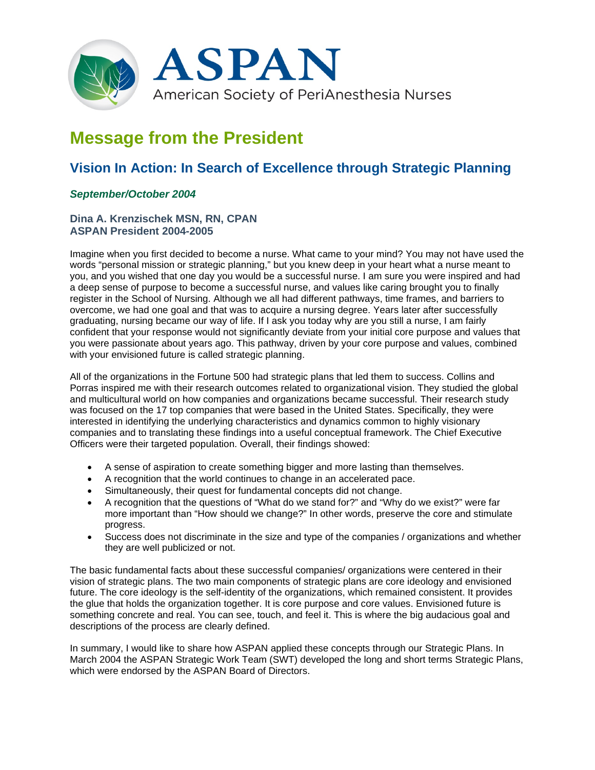ASPAN

American Society of PeriAnesthesia Nurses

# Message from the President

## Vision In Action: In Search of Excellence through Strategic Planning

*September/October 2004*

**Dina A. Krenzischek MSN, RN, CPAN**
**ASPAN President 2004-2005**

Imagine when you first decided to become a nurse. What came to your mind? You may not have used the words "personal mission or strategic planning," but you knew deep in your heart what a nurse meant to you, and you wished that one day you would be a successful nurse. I am sure you were inspired and had a deep sense of purpose to become a successful nurse, and values like caring brought you to finally register in the School of Nursing. Although we all had different pathways, time frames, and barriers to overcome, we had one goal and that was to acquire a nursing degree. Years later after successfully graduating, nursing became our way of life. If I ask you today why are you still a nurse, I am fairly confident that your response would not significantly deviate from your initial core purpose and values that you were passionate about years ago. This pathway, driven by your core purpose and values, combined with your envisioned future is called strategic planning.

All of the organizations in the Fortune 500 had strategic plans that led them to success. Collins and Porras inspired me with their research outcomes related to organizational vision. They studied the global and multicultural world on how companies and organizations became successful. Their research study was focused on the 17 top companies that were based in the United States. Specifically, they were interested in identifying the underlying characteristics and dynamics common to highly visionary companies and to translating these findings into a useful conceptual framework. The Chief Executive Officers were their targeted population. Overall, their findings showed:

- A sense of aspiration to create something bigger and more lasting than themselves.
- A recognition that the world continues to change in an accelerated pace.
- Simultaneously, their quest for fundamental concepts did not change.
- A recognition that the questions of "What do we stand for?" and "Why do we exist?" were far more important than "How should we change?" In other words, preserve the core and stimulate progress.
- Success does not discriminate in the size and type of the companies / organizations and whether they are well publicized or not.

The basic fundamental facts about these successful companies/ organizations were centered in their vision of strategic plans. The two main components of strategic plans are core ideology and envisioned future. The core ideology is the self-identity of the organizations, which remained consistent. It provides the glue that holds the organization together. It is core purpose and core values. Envisioned future is something concrete and real. You can see, touch, and feel it. This is where the big audacious goal and descriptions of the process are clearly defined.

In summary, I would like to share how ASPAN applied these concepts through our Strategic Plans. In March 2004 the ASPAN Strategic Work Team (SWT) developed the long and short terms Strategic Plans, which were endorsed by the ASPAN Board of Directors.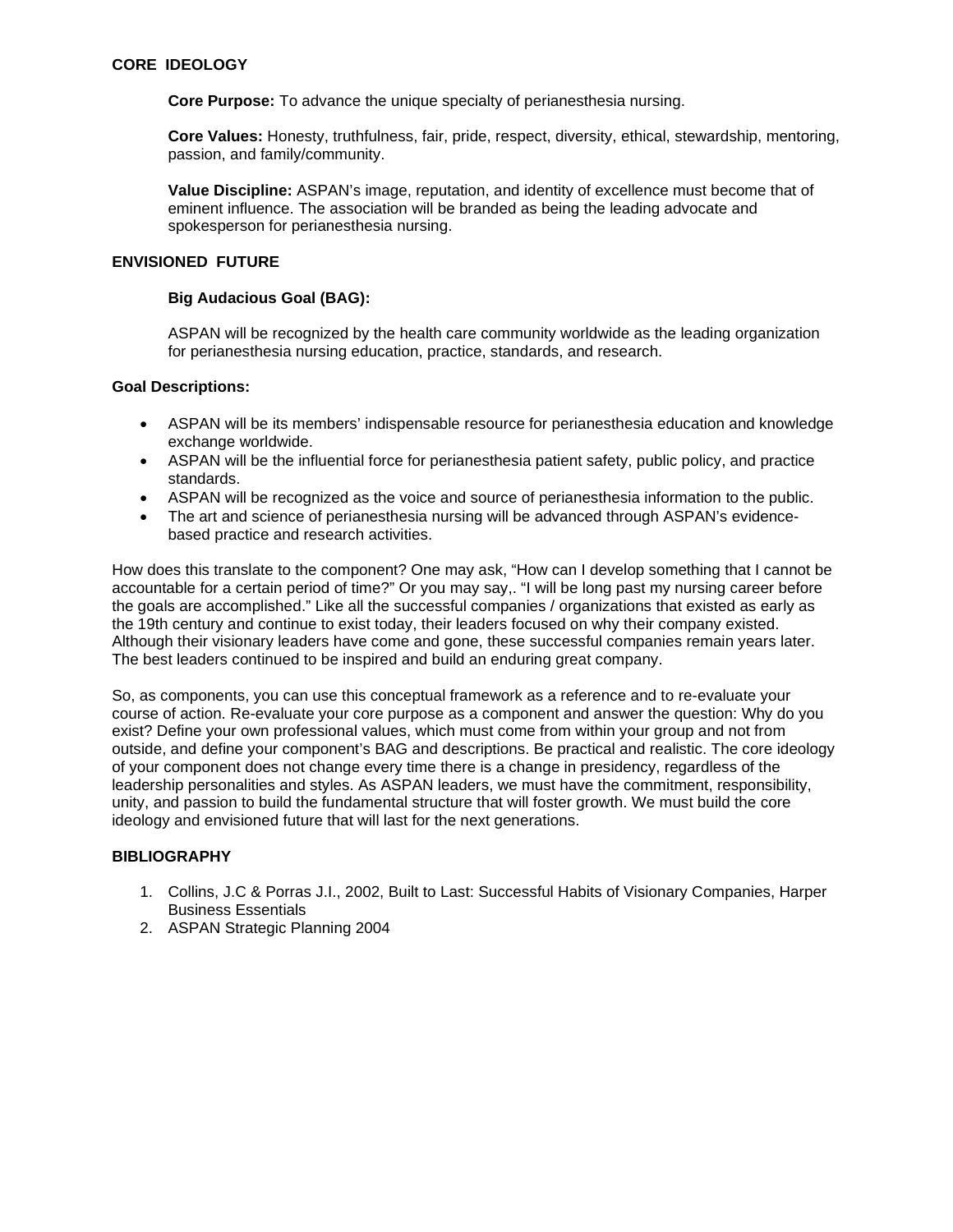## CORE IDEOLOGY

**Core Purpose:** To advance the unique specialty of perianesthesia nursing.

**Core Values:** Honesty, truthfulness, fair, pride, respect, diversity, ethical, stewardship, mentoring, passion, and family/community.

**Value Discipline:** ASPAN's image, reputation, and identity of excellence must become that of eminent influence. The association will be branded as being the leading advocate and spokesperson for perianesthesia nursing.

## ENVISIONED FUTURE

**Big Audacious Goal (BAG):**

ASPAN will be recognized by the health care community worldwide as the leading organization for perianesthesia nursing education, practice, standards, and research.

**Goal Descriptions:**

- ASPAN will be its members' indispensable resource for perianesthesia education and knowledge exchange worldwide.
- ASPAN will be the influential force for perianesthesia patient safety, public policy, and practice standards.
- ASPAN will be recognized as the voice and source of perianesthesia information to the public.
- The art and science of perianesthesia nursing will be advanced through ASPAN's evidence-based practice and research activities.

How does this translate to the component? One may ask, "How can I develop something that I cannot be accountable for a certain period of time?" Or you may say,. "I will be long past my nursing career before the goals are accomplished." Like all the successful companies / organizations that existed as early as the 19th century and continue to exist today, their leaders focused on why their company existed. Although their visionary leaders have come and gone, these successful companies remain years later. The best leaders continued to be inspired and build an enduring great company.

So, as components, you can use this conceptual framework as a reference and to re-evaluate your course of action. Re-evaluate your core purpose as a component and answer the question: Why do you exist? Define your own professional values, which must come from within your group and not from outside, and define your component's BAG and descriptions. Be practical and realistic. The core ideology of your component does not change every time there is a change in presidency, regardless of the leadership personalities and styles. As ASPAN leaders, we must have the commitment, responsibility, unity, and passion to build the fundamental structure that will foster growth. We must build the core ideology and envisioned future that will last for the next generations.

## BIBLIOGRAPHY

1. Collins, J.C & Porras J.I., 2002, Built to Last: Successful Habits of Visionary Companies, Harper Business Essentials
2. ASPAN Strategic Planning 2004